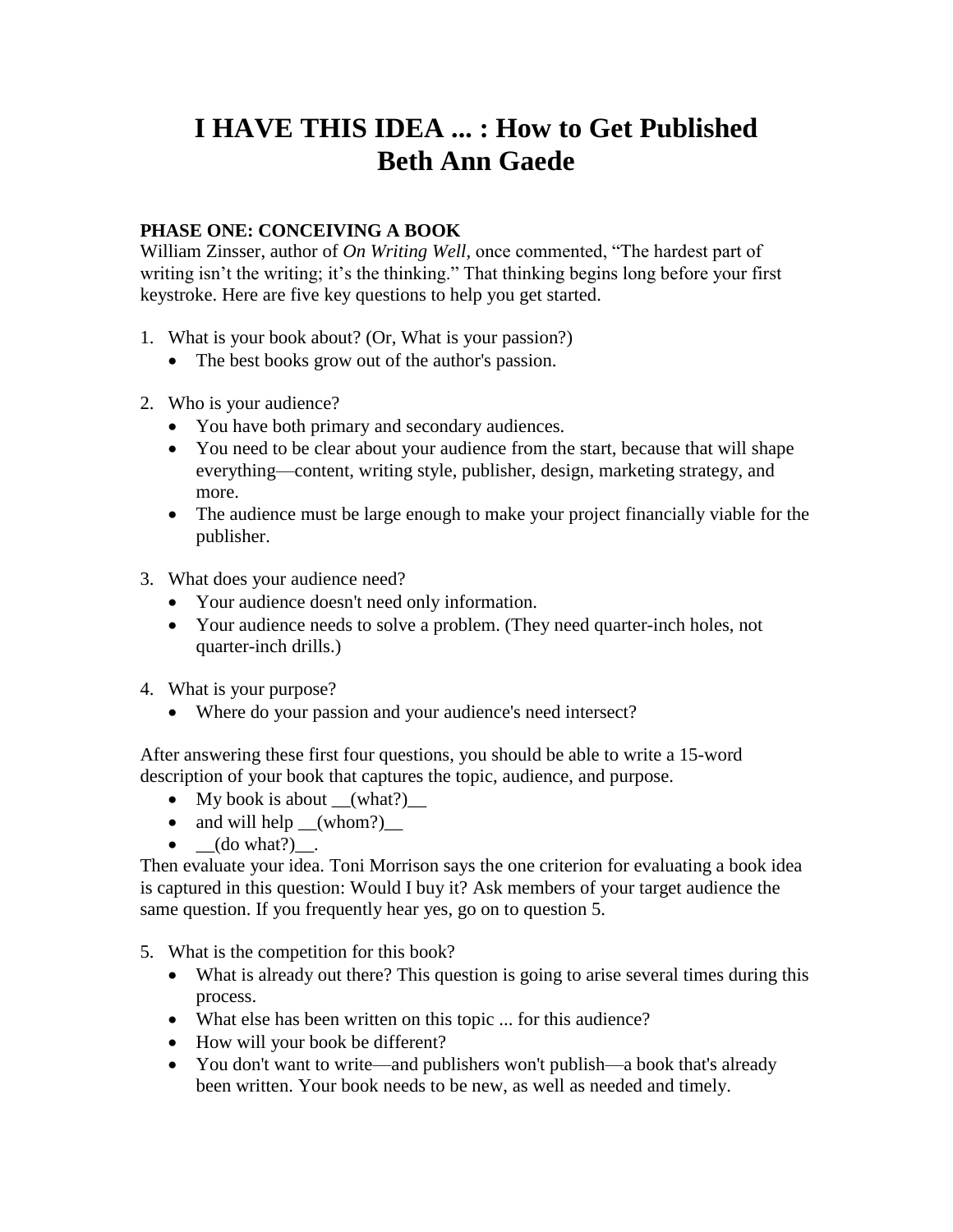# I HAVE THIS IDEA ... : How to Get Published
# Beth Ann Gaede

## PHASE ONE: CONCEIVING A BOOK

William Zinsser, author of *On Writing Well,* once commented, "The hardest part of writing isn't the writing; it's the thinking." That thinking begins long before your first keystroke. Here are five key questions to help you get started.

1. What is your book about? (Or, What is your passion?)
   - The best books grow out of the author's passion.

2. Who is your audience?
   - You have both primary and secondary audiences.
   - You need to be clear about your audience from the start, because that will shape everything—content, writing style, publisher, design, marketing strategy, and more.
   - The audience must be large enough to make your project financially viable for the publisher.

3. What does your audience need?
   - Your audience doesn't need only information.
   - Your audience needs to solve a problem. (They need quarter-inch holes, not quarter-inch drills.)

4. What is your purpose?
   - Where do your passion and your audience's need intersect?

After answering these first four questions, you should be able to write a 15-word description of your book that captures the topic, audience, and purpose.

- My book is about __(what?)__
- and will help __(whom?)__
- __(do what?)__.

Then evaluate your idea. Toni Morrison says the one criterion for evaluating a book idea is captured in this question: Would I buy it? Ask members of your target audience the same question. If you frequently hear yes, go on to question 5.

5. What is the competition for this book?
   - What is already out there? This question is going to arise several times during this process.
   - What else has been written on this topic ... for this audience?
   - How will your book be different?
   - You don't want to write—and publishers won't publish—a book that's already been written. Your book needs to be new, as well as needed and timely.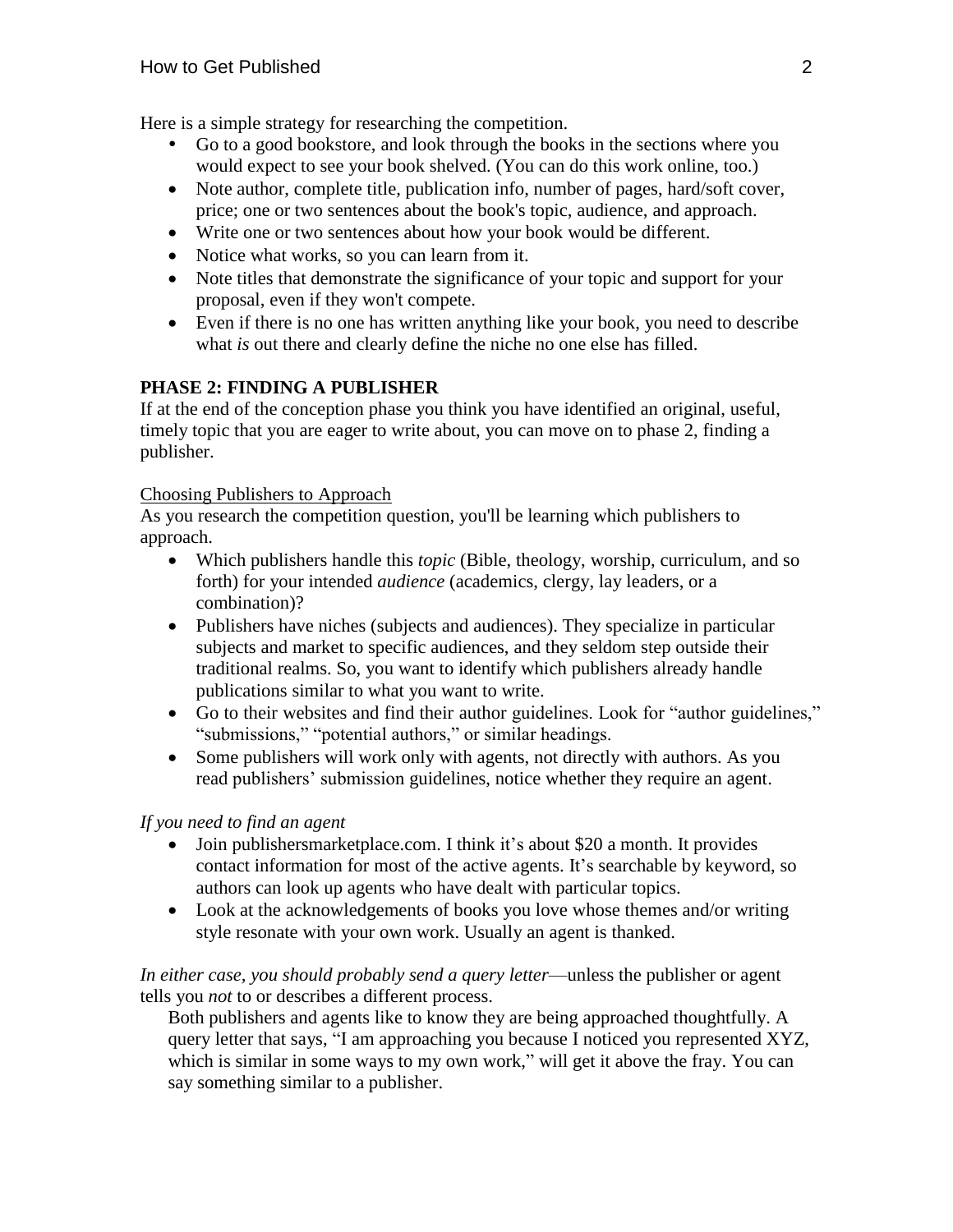Here is a simple strategy for researching the competition.

- Go to a good bookstore, and look through the books in the sections where you would expect to see your book shelved. (You can do this work online, too.)
- Note author, complete title, publication info, number of pages, hard/soft cover, price; one or two sentences about the book's topic, audience, and approach.
- Write one or two sentences about how your book would be different.
- Notice what works, so you can learn from it.
- Note titles that demonstrate the significance of your topic and support for your proposal, even if they won't compete.
- Even if there is no one has written anything like your book, you need to describe what *is* out there and clearly define the niche no one else has filled.

## PHASE 2: FINDING A PUBLISHER

If at the end of the conception phase you think you have identified an original, useful, timely topic that you are eager to write about, you can move on to phase 2, finding a publisher.

<u>Choosing Publishers to Approach</u>

As you research the competition question, you'll be learning which publishers to approach.

- Which publishers handle this *topic* (Bible, theology, worship, curriculum, and so forth) for your intended *audience* (academics, clergy, lay leaders, or a combination)?
- Publishers have niches (subjects and audiences). They specialize in particular subjects and market to specific audiences, and they seldom step outside their traditional realms. So, you want to identify which publishers already handle publications similar to what you want to write.
- Go to their websites and find their author guidelines. Look for "author guidelines," "submissions," "potential authors," or similar headings.
- Some publishers will work only with agents, not directly with authors. As you read publishers' submission guidelines, notice whether they require an agent.

*If you need to find an agent*

- Join publishersmarketplace.com. I think it's about $20 a month. It provides contact information for most of the active agents. It's searchable by keyword, so authors can look up agents who have dealt with particular topics.
- Look at the acknowledgements of books you love whose themes and/or writing style resonate with your own work. Usually an agent is thanked.

*In either case, you should probably send a query letter*—unless the publisher or agent tells you *not* to or describes a different process.

Both publishers and agents like to know they are being approached thoughtfully. A query letter that says, "I am approaching you because I noticed you represented XYZ, which is similar in some ways to my own work," will get it above the fray. You can say something similar to a publisher.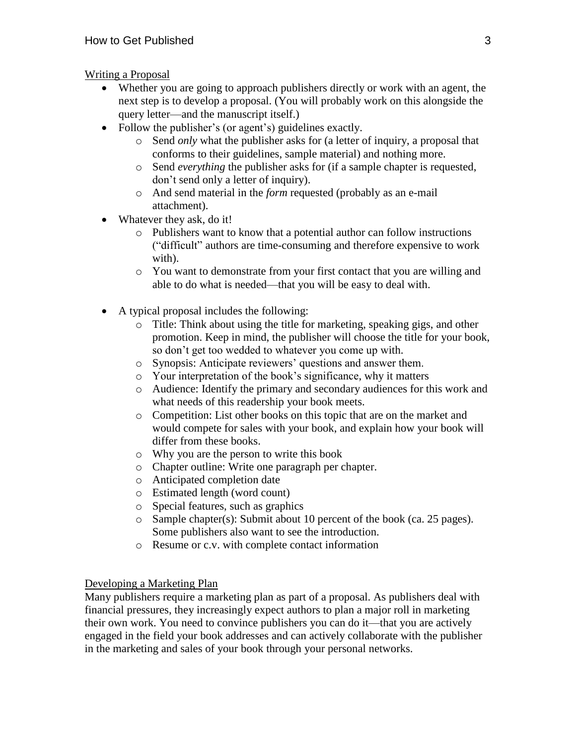## Writing a Proposal

- Whether you are going to approach publishers directly or work with an agent, the next step is to develop a proposal. (You will probably work on this alongside the query letter—and the manuscript itself.)
- Follow the publisher's (or agent's) guidelines exactly.
  - Send *only* what the publisher asks for (a letter of inquiry, a proposal that conforms to their guidelines, sample material) and nothing more.
  - Send *everything* the publisher asks for (if a sample chapter is requested, don't send only a letter of inquiry).
  - And send material in the *form* requested (probably as an e-mail attachment).
- Whatever they ask, do it!
  - Publishers want to know that a potential author can follow instructions ("difficult" authors are time-consuming and therefore expensive to work with).
  - You want to demonstrate from your first contact that you are willing and able to do what is needed—that you will be easy to deal with.
- A typical proposal includes the following:
  - Title: Think about using the title for marketing, speaking gigs, and other promotion. Keep in mind, the publisher will choose the title for your book, so don't get too wedded to whatever you come up with.
  - Synopsis: Anticipate reviewers' questions and answer them.
  - Your interpretation of the book's significance, why it matters
  - Audience: Identify the primary and secondary audiences for this work and what needs of this readership your book meets.
  - Competition: List other books on this topic that are on the market and would compete for sales with your book, and explain how your book will differ from these books.
  - Why you are the person to write this book
  - Chapter outline: Write one paragraph per chapter.
  - Anticipated completion date
  - Estimated length (word count)
  - Special features, such as graphics
  - Sample chapter(s): Submit about 10 percent of the book (ca. 25 pages). Some publishers also want to see the introduction.
  - Resume or c.v. with complete contact information

## Developing a Marketing Plan

Many publishers require a marketing plan as part of a proposal. As publishers deal with financial pressures, they increasingly expect authors to plan a major roll in marketing their own work. You need to convince publishers you can do it—that you are actively engaged in the field your book addresses and can actively collaborate with the publisher in the marketing and sales of your book through your personal networks.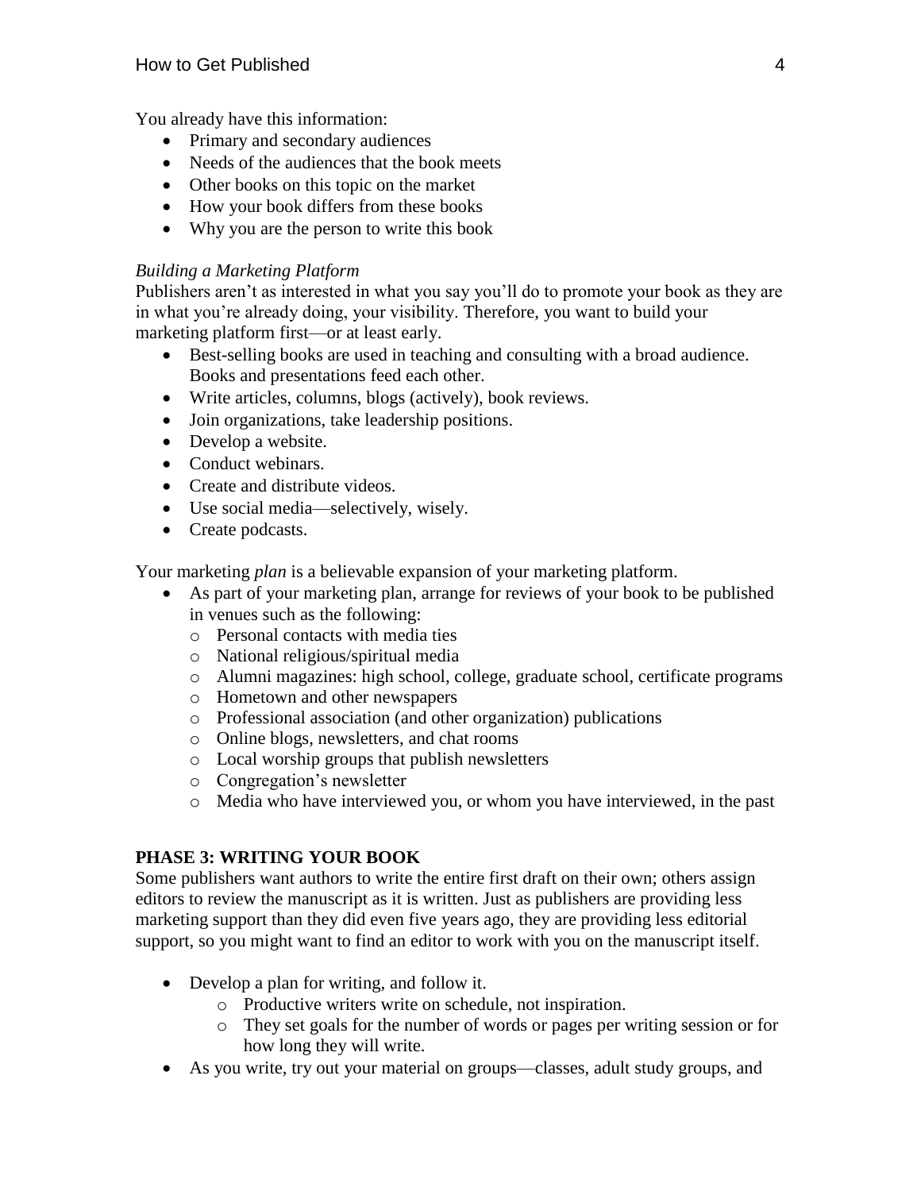You already have this information:

- Primary and secondary audiences
- Needs of the audiences that the book meets
- Other books on this topic on the market
- How your book differs from these books
- Why you are the person to write this book

*Building a Marketing Platform*

Publishers aren't as interested in what you say you'll do to promote your book as they are in what you're already doing, your visibility. Therefore, you want to build your marketing platform first—or at least early.

- Best-selling books are used in teaching and consulting with a broad audience. Books and presentations feed each other.
- Write articles, columns, blogs (actively), book reviews.
- Join organizations, take leadership positions.
- Develop a website.
- Conduct webinars.
- Create and distribute videos.
- Use social media—selectively, wisely.
- Create podcasts.

Your marketing *plan* is a believable expansion of your marketing platform.

- As part of your marketing plan, arrange for reviews of your book to be published in venues such as the following:
    - Personal contacts with media ties
    - National religious/spiritual media
    - Alumni magazines: high school, college, graduate school, certificate programs
    - Hometown and other newspapers
    - Professional association (and other organization) publications
    - Online blogs, newsletters, and chat rooms
    - Local worship groups that publish newsletters
    - Congregation's newsletter
    - Media who have interviewed you, or whom you have interviewed, in the past

## PHASE 3: WRITING YOUR BOOK

Some publishers want authors to write the entire first draft on their own; others assign editors to review the manuscript as it is written. Just as publishers are providing less marketing support than they did even five years ago, they are providing less editorial support, so you might want to find an editor to work with you on the manuscript itself.

- Develop a plan for writing, and follow it.
    - Productive writers write on schedule, not inspiration.
    - They set goals for the number of words or pages per writing session or for how long they will write.
- As you write, try out your material on groups—classes, adult study groups, and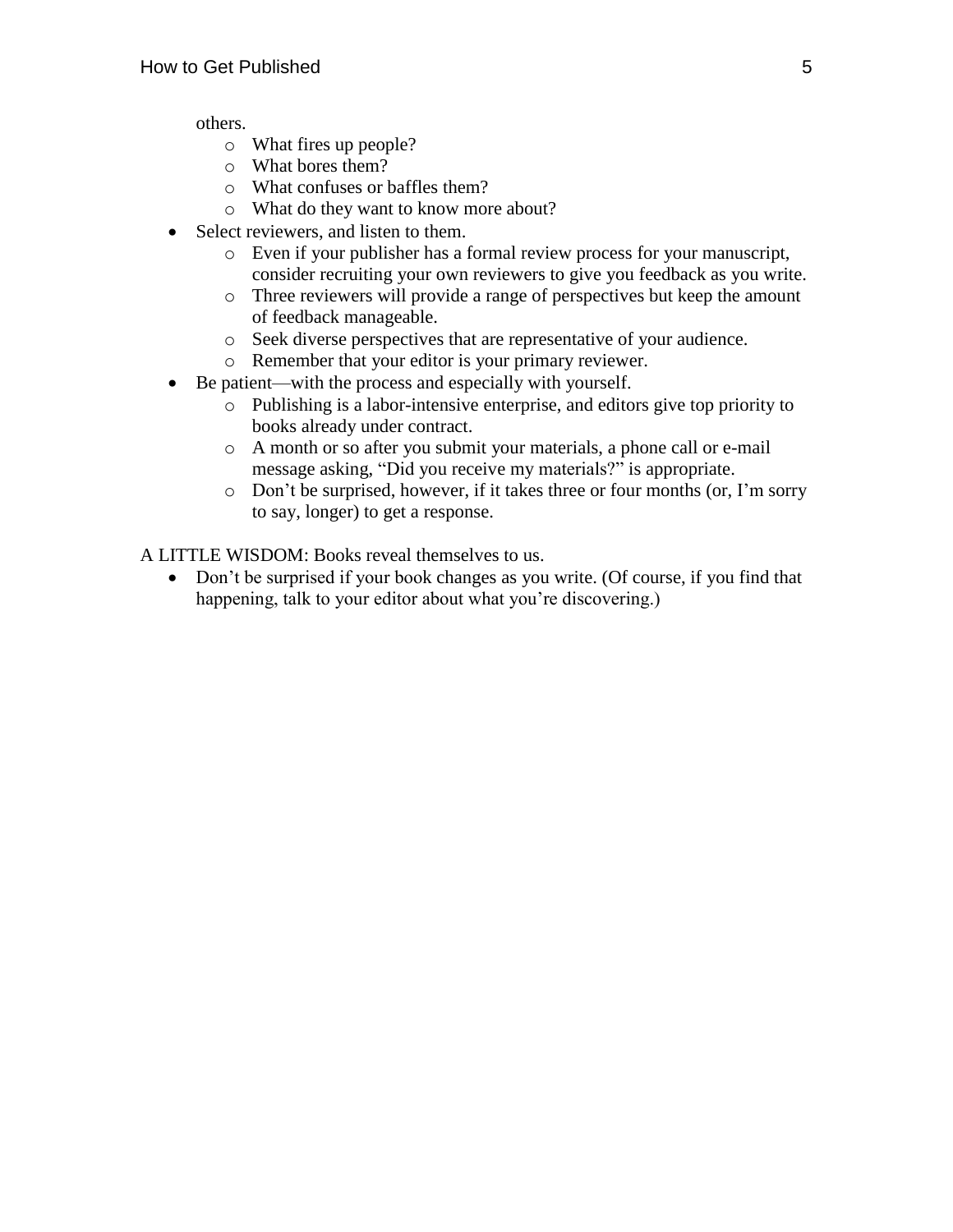others.
    - What fires up people?
    - What bores them?
    - What confuses or baffles them?
    - What do they want to know more about?
- Select reviewers, and listen to them.
    - Even if your publisher has a formal review process for your manuscript, consider recruiting your own reviewers to give you feedback as you write.
    - Three reviewers will provide a range of perspectives but keep the amount of feedback manageable.
    - Seek diverse perspectives that are representative of your audience.
    - Remember that your editor is your primary reviewer.
- Be patient—with the process and especially with yourself.
    - Publishing is a labor-intensive enterprise, and editors give top priority to books already under contract.
    - A month or so after you submit your materials, a phone call or e-mail message asking, "Did you receive my materials?" is appropriate.
    - Don't be surprised, however, if it takes three or four months (or, I'm sorry to say, longer) to get a response.

A LITTLE WISDOM: Books reveal themselves to us.

- Don't be surprised if your book changes as you write. (Of course, if you find that happening, talk to your editor about what you're discovering.)